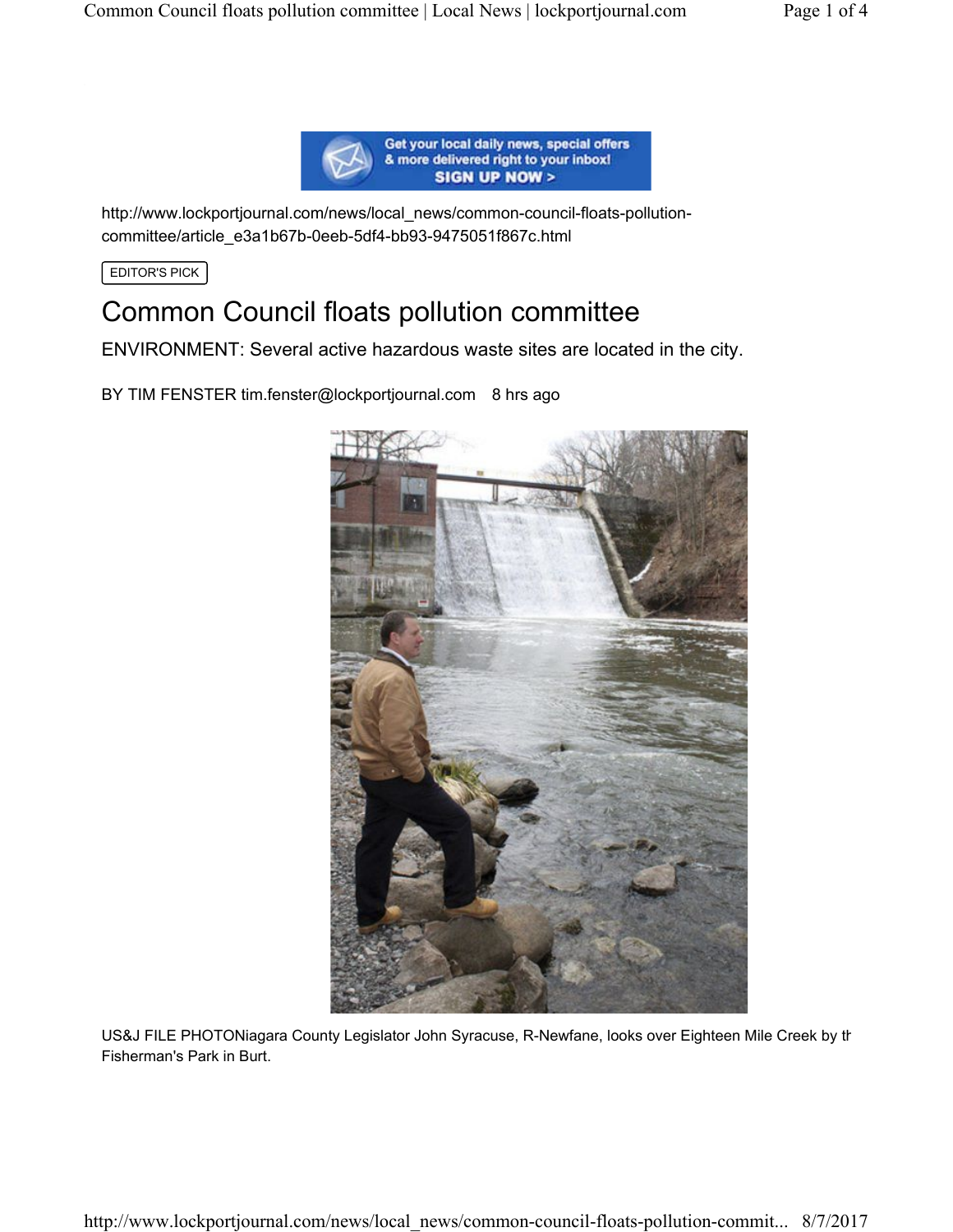http://www.lockportjournal.com/news/local_news/common-council-floats-pollution-committee/article_e3a1b67b-0eeb-5df4-bb93-9475051f867c.html

EDITOR'S PICK

# Common Council floats pollution committee

ENVIRONMENT: Several active hazardous waste sites are located in the city.

BY TIM FENSTER tim.fenster@lockportjournal.com 8 hrs ago

US&J FILE PHOTONiagara County Legislator John Syracuse, R-Newfane, looks over Eighteen Mile Creek by th Fisherman's Park in Burt.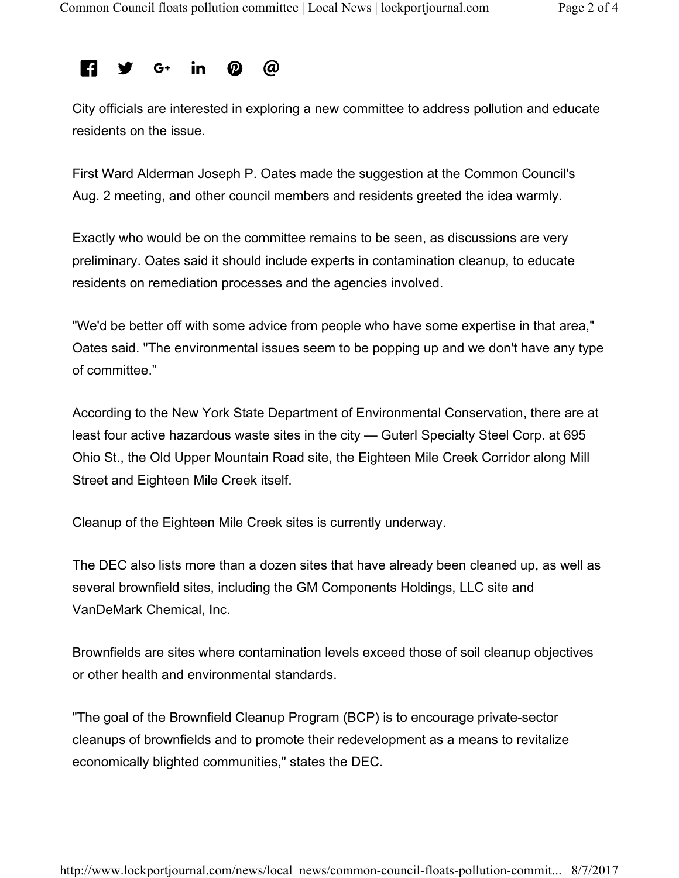City officials are interested in exploring a new committee to address pollution and educate residents on the issue.

First Ward Alderman Joseph P. Oates made the suggestion at the Common Council's Aug. 2 meeting, and other council members and residents greeted the idea warmly.

Exactly who would be on the committee remains to be seen, as discussions are very preliminary. Oates said it should include experts in contamination cleanup, to educate residents on remediation processes and the agencies involved.

"We'd be better off with some advice from people who have some expertise in that area," Oates said. "The environmental issues seem to be popping up and we don't have any type of committee."

According to the New York State Department of Environmental Conservation, there are at least four active hazardous waste sites in the city — Guterl Specialty Steel Corp. at 695 Ohio St., the Old Upper Mountain Road site, the Eighteen Mile Creek Corridor along Mill Street and Eighteen Mile Creek itself.

Cleanup of the Eighteen Mile Creek sites is currently underway.

The DEC also lists more than a dozen sites that have already been cleaned up, as well as several brownfield sites, including the GM Components Holdings, LLC site and VanDeMark Chemical, Inc.

Brownfields are sites where contamination levels exceed those of soil cleanup objectives or other health and environmental standards.

"The goal of the Brownfield Cleanup Program (BCP) is to encourage private-sector cleanups of brownfields and to promote their redevelopment as a means to revitalize economically blighted communities," states the DEC.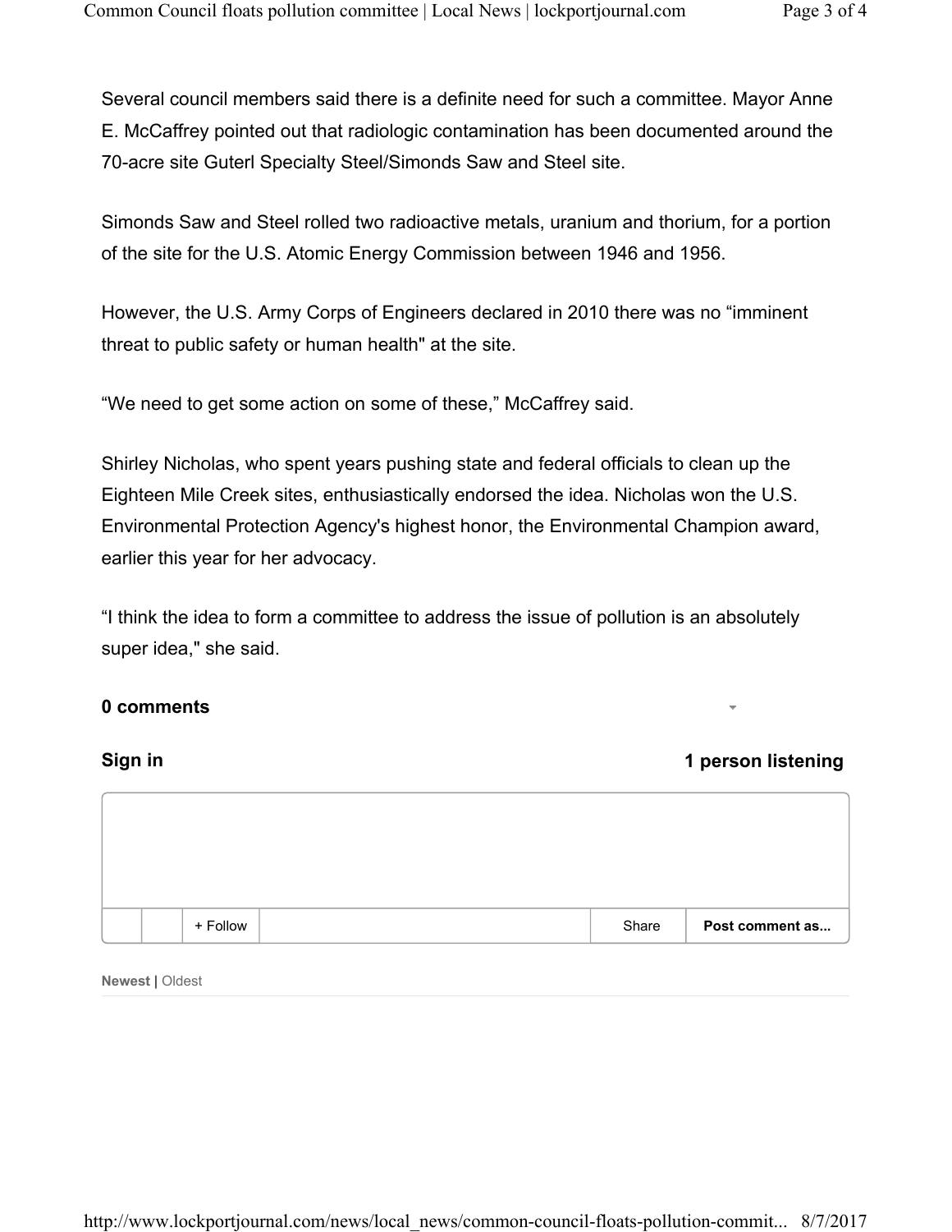Several council members said there is a definite need for such a committee. Mayor Anne E. McCaffrey pointed out that radiologic contamination has been documented around the 70-acre site Guterl Specialty Steel/Simonds Saw and Steel site.

Simonds Saw and Steel rolled two radioactive metals, uranium and thorium, for a portion of the site for the U.S. Atomic Energy Commission between 1946 and 1956.

However, the U.S. Army Corps of Engineers declared in 2010 there was no “imminent threat to public safety or human health" at the site.

“We need to get some action on some of these,” McCaffrey said.

Shirley Nicholas, who spent years pushing state and federal officials to clean up the Eighteen Mile Creek sites, enthusiastically endorsed the idea. Nicholas won the U.S. Environmental Protection Agency's highest honor, the Environmental Champion award, earlier this year for her advocacy.

“I think the idea to form a committee to address the issue of pollution is an absolutely super idea," she said.

**0 comments**

**Sign in** **1 person listening**

+ Follow | Share | **Post comment as...**

**Newest |** Oldest